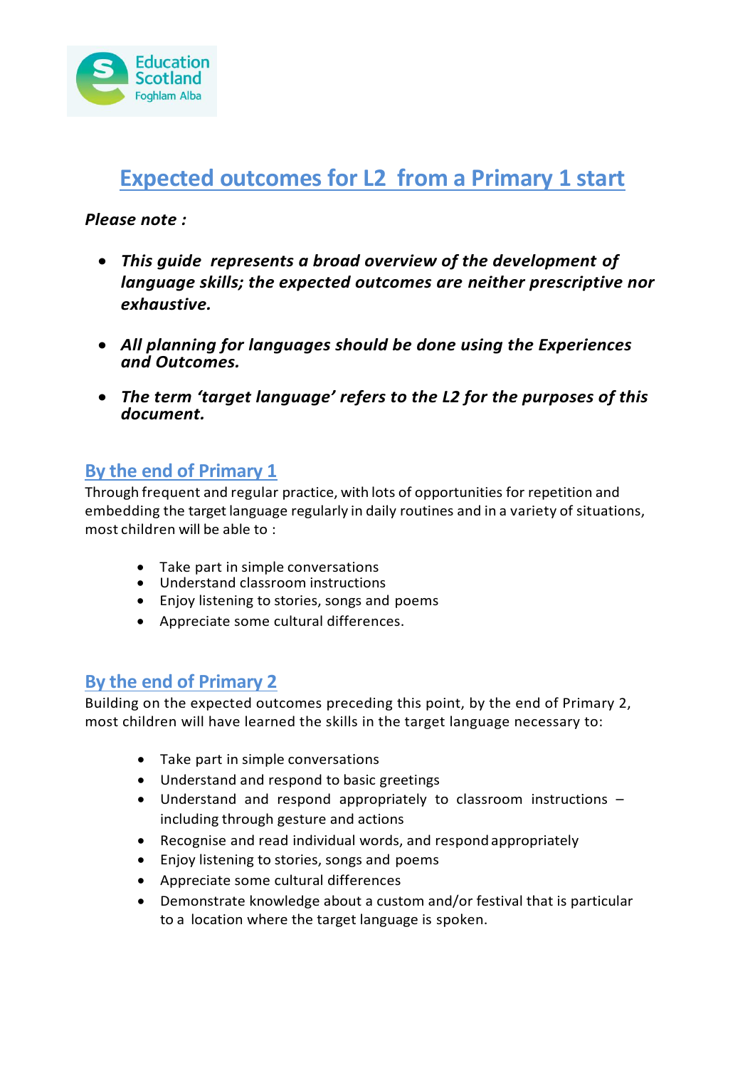# Expected outcomes for L2 from a Primary 1 start

***Please note :***

- ***This guide represents a broad overview of the development of language skills; the expected outcomes are neither prescriptive nor exhaustive.***
- ***All planning for languages should be done using the Experiences and Outcomes.***
- ***The term 'target language' refers to the L2 for the purposes of this document.***

## By the end of Primary 1

Through frequent and regular practice, with lots of opportunities for repetition and embedding the target language regularly in daily routines and in a variety of situations, most children will be able to :

- Take part in simple conversations
- Understand classroom instructions
- Enjoy listening to stories, songs and poems
- Appreciate some cultural differences.

## By the end of Primary 2

Building on the expected outcomes preceding this point, by the end of Primary 2, most children will have learned the skills in the target language necessary to:

- Take part in simple conversations
- Understand and respond to basic greetings
- Understand and respond appropriately to classroom instructions – including through gesture and actions
- Recognise and read individual words, and respond appropriately
- Enjoy listening to stories, songs and poems
- Appreciate some cultural differences
- Demonstrate knowledge about a custom and/or festival that is particular to a location where the target language is spoken.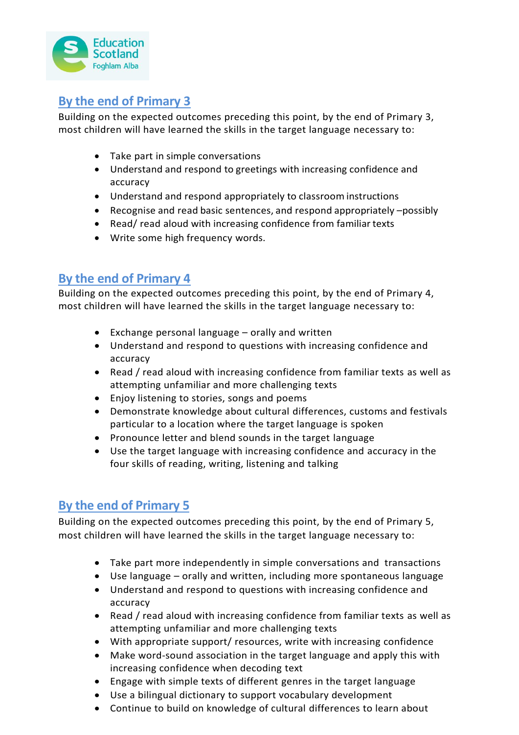## By the end of Primary 3

Building on the expected outcomes preceding this point, by the end of Primary 3, most children will have learned the skills in the target language necessary to:

- Take part in simple conversations
- Understand and respond to greetings with increasing confidence and accuracy
- Understand and respond appropriately to classroom instructions
- Recognise and read basic sentences, and respond appropriately –possibly
- Read/ read aloud with increasing confidence from familiar texts
- Write some high frequency words.

## By the end of Primary 4

Building on the expected outcomes preceding this point, by the end of Primary 4, most children will have learned the skills in the target language necessary to:

- Exchange personal language – orally and written
- Understand and respond to questions with increasing confidence and accuracy
- Read / read aloud with increasing confidence from familiar texts as well as attempting unfamiliar and more challenging texts
- Enjoy listening to stories, songs and poems
- Demonstrate knowledge about cultural differences, customs and festivals particular to a location where the target language is spoken
- Pronounce letter and blend sounds in the target language
- Use the target language with increasing confidence and accuracy in the four skills of reading, writing, listening and talking

## By the end of Primary 5

Building on the expected outcomes preceding this point, by the end of Primary 5, most children will have learned the skills in the target language necessary to:

- Take part more independently in simple conversations and transactions
- Use language – orally and written, including more spontaneous language
- Understand and respond to questions with increasing confidence and accuracy
- Read / read aloud with increasing confidence from familiar texts as well as attempting unfamiliar and more challenging texts
- With appropriate support/ resources, write with increasing confidence
- Make word-sound association in the target language and apply this with increasing confidence when decoding text
- Engage with simple texts of different genres in the target language
- Use a bilingual dictionary to support vocabulary development
- Continue to build on knowledge of cultural differences to learn about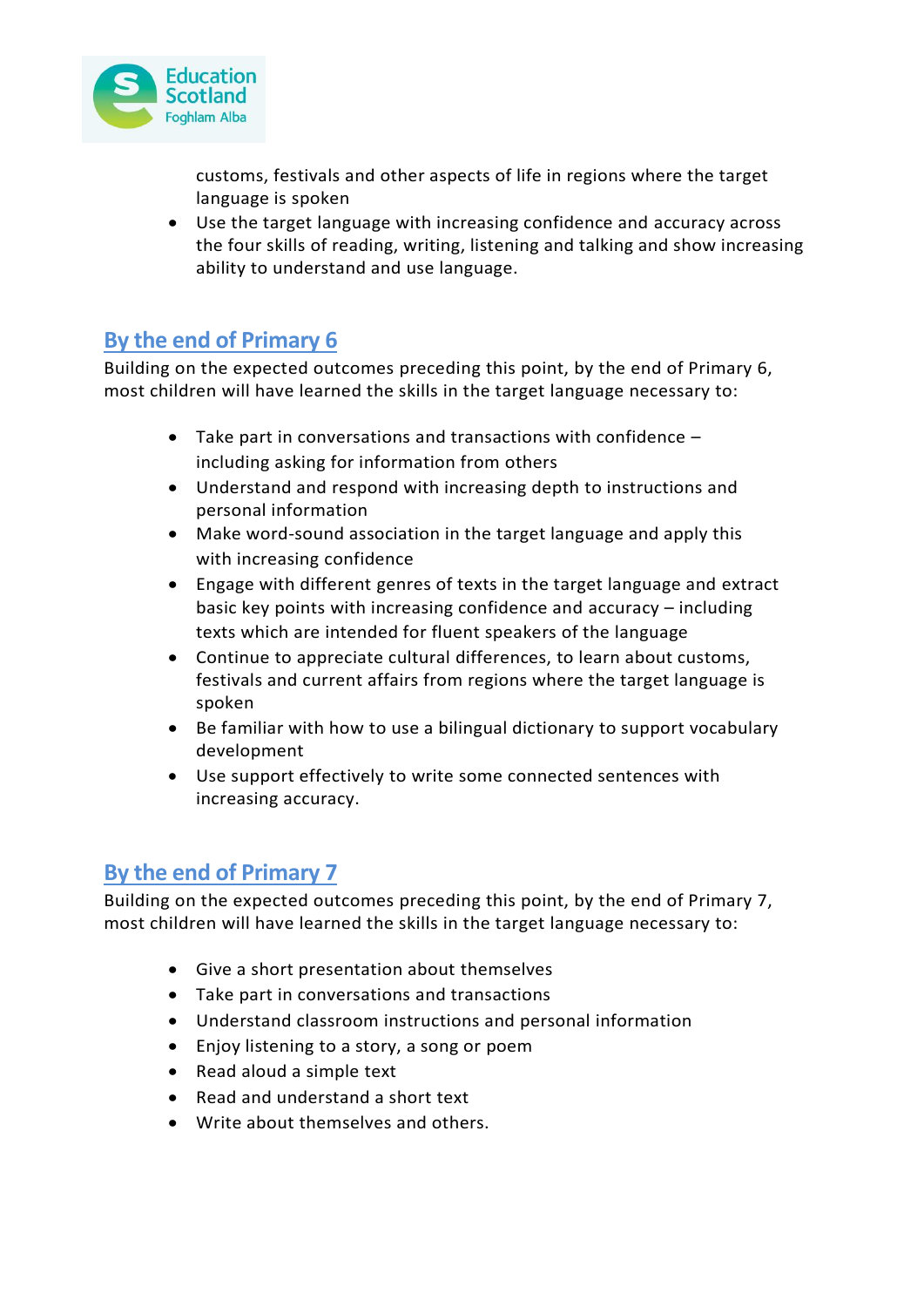customs, festivals and other aspects of life in regions where the target language is spoken

- Use the target language with increasing confidence and accuracy across the four skills of reading, writing, listening and talking and show increasing ability to understand and use language.

## By the end of Primary 6

Building on the expected outcomes preceding this point, by the end of Primary 6, most children will have learned the skills in the target language necessary to:

- Take part in conversations and transactions with confidence – including asking for information from others
- Understand and respond with increasing depth to instructions and personal information
- Make word-sound association in the target language and apply this with increasing confidence
- Engage with different genres of texts in the target language and extract basic key points with increasing confidence and accuracy – including texts which are intended for fluent speakers of the language
- Continue to appreciate cultural differences, to learn about customs, festivals and current affairs from regions where the target language is spoken
- Be familiar with how to use a bilingual dictionary to support vocabulary development
- Use support effectively to write some connected sentences with increasing accuracy.

## By the end of Primary 7

Building on the expected outcomes preceding this point, by the end of Primary 7, most children will have learned the skills in the target language necessary to:

- Give a short presentation about themselves
- Take part in conversations and transactions
- Understand classroom instructions and personal information
- Enjoy listening to a story, a song or poem
- Read aloud a simple text
- Read and understand a short text
- Write about themselves and others.